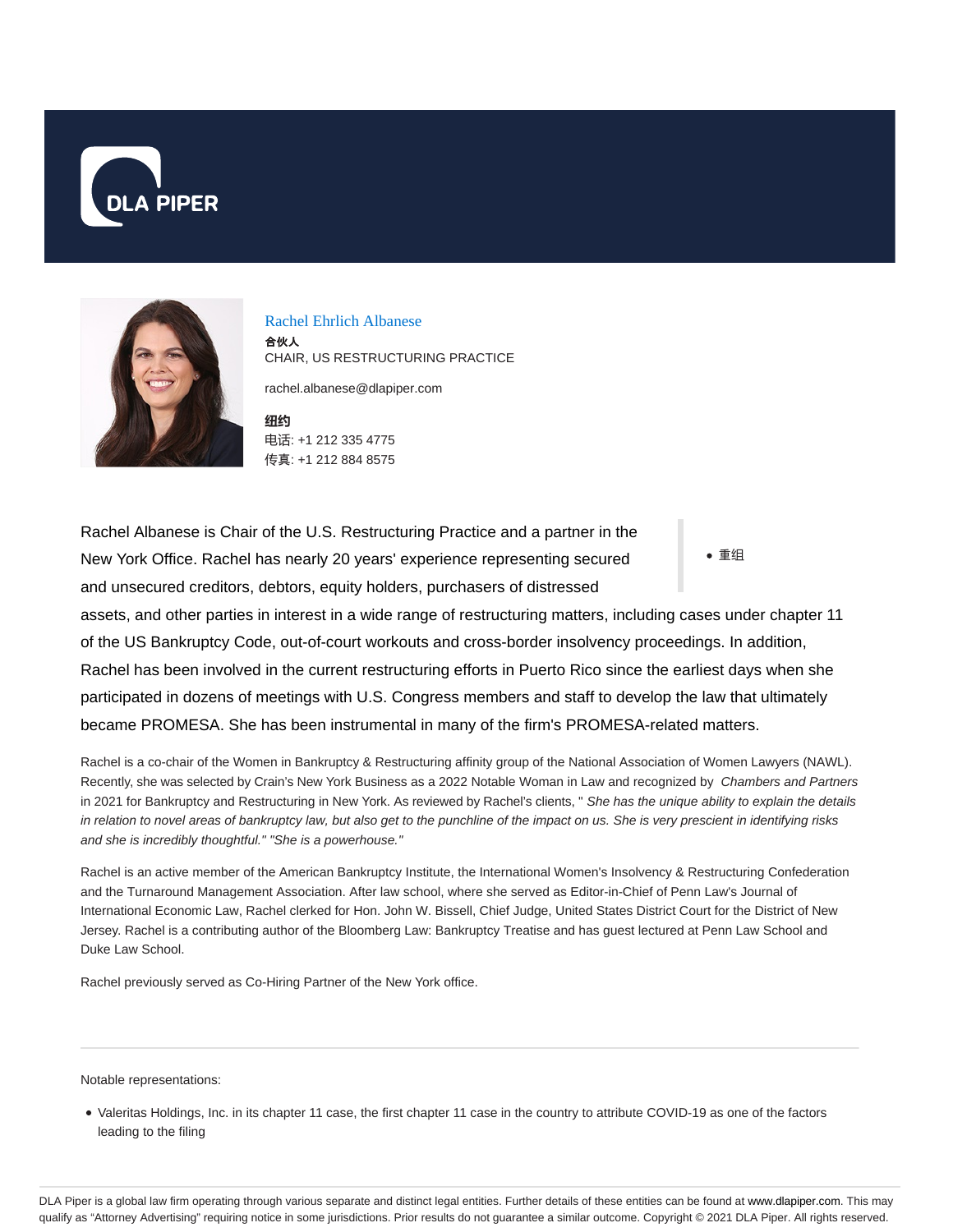DLA PIPER

# Rachel Ehrlich Albanese

**合伙人**

CHAIR, US RESTRUCTURING PRACTICE

rachel.albanese@dlapiper.com

**纽约**

电话: +1 212 335 4775

传真: +1 212 884 8575

- 重组

Rachel Albanese is Chair of the U.S. Restructuring Practice and a partner in the New York Office. Rachel has nearly 20 years' experience representing secured and unsecured creditors, debtors, equity holders, purchasers of distressed assets, and other parties in interest in a wide range of restructuring matters, including cases under chapter 11 of the US Bankruptcy Code, out-of-court workouts and cross-border insolvency proceedings. In addition, Rachel has been involved in the current restructuring efforts in Puerto Rico since the earliest days when she participated in dozens of meetings with U.S. Congress members and staff to develop the law that ultimately became PROMESA. She has been instrumental in many of the firm's PROMESA-related matters.

Rachel is a co-chair of the Women in Bankruptcy & Restructuring affinity group of the National Association of Women Lawyers (NAWL). Recently, she was selected by Crain's New York Business as a 2022 Notable Woman in Law and recognized by *Chambers and Partners* in 2021 for Bankruptcy and Restructuring in New York. As reviewed by Rachel's clients, " *She has the unique ability to explain the details in relation to novel areas of bankruptcy law, but also get to the punchline of the impact on us. She is very prescient in identifying risks and she is incredibly thoughtful." "She is a powerhouse."*

Rachel is an active member of the American Bankruptcy Institute, the International Women's Insolvency & Restructuring Confederation and the Turnaround Management Association. After law school, where she served as Editor-in-Chief of Penn Law's Journal of International Economic Law, Rachel clerked for Hon. John W. Bissell, Chief Judge, United States District Court for the District of New Jersey. Rachel is a contributing author of the Bloomberg Law: Bankruptcy Treatise and has guest lectured at Penn Law School and Duke Law School.

Rachel previously served as Co-Hiring Partner of the New York office.

---

Notable representations:

- Valeritas Holdings, Inc. in its chapter 11 case, the first chapter 11 case in the country to attribute COVID-19 as one of the factors leading to the filing

DLA Piper is a global law firm operating through various separate and distinct legal entities. Further details of these entities can be found at www.dlapiper.com. This may qualify as "Attorney Advertising" requiring notice in some jurisdictions. Prior results do not guarantee a similar outcome. Copyright © 2021 DLA Piper. All rights reserved.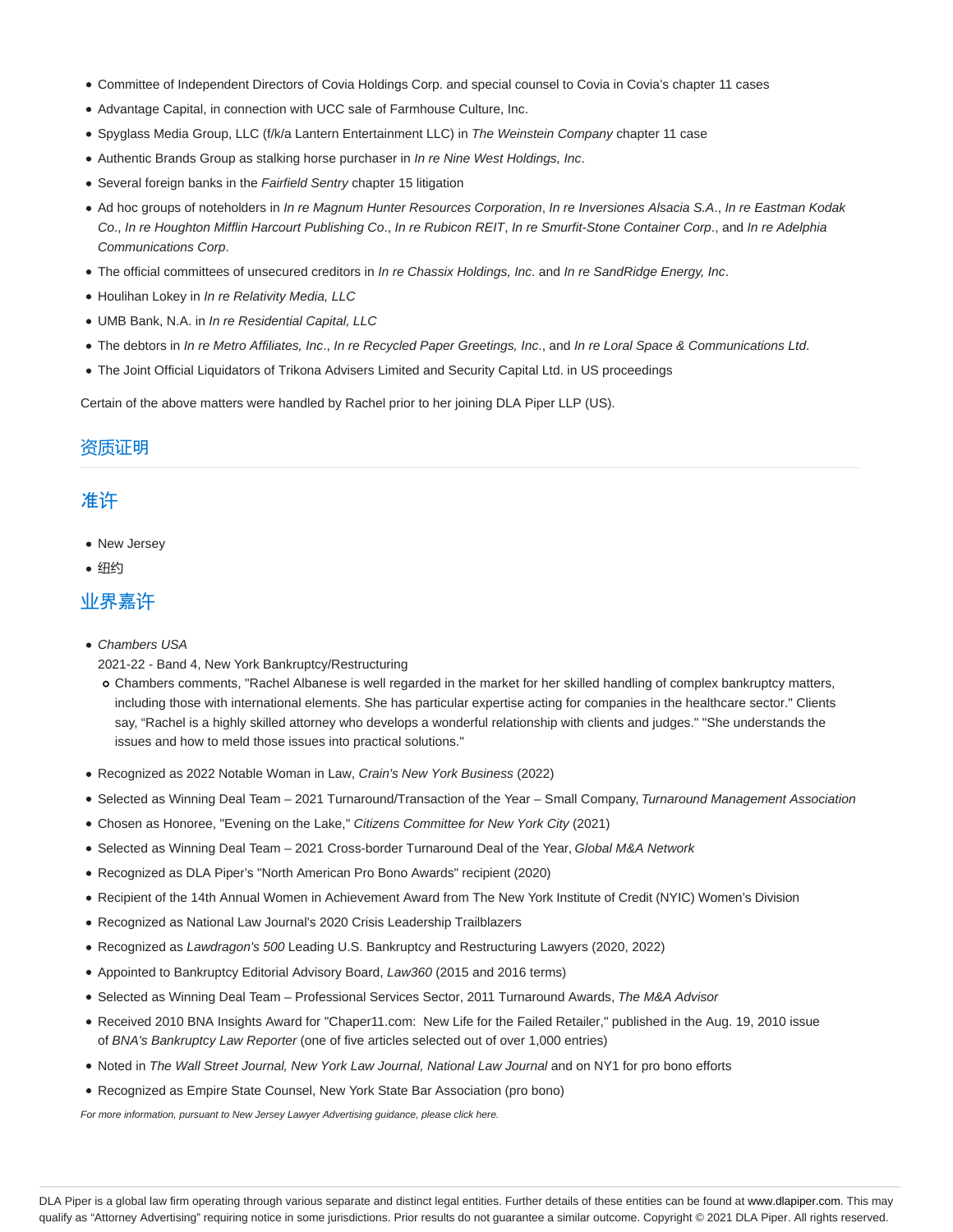- Committee of Independent Directors of Covia Holdings Corp. and special counsel to Covia in Covia's chapter 11 cases
- Advantage Capital, in connection with UCC sale of Farmhouse Culture, Inc.
- Spyglass Media Group, LLC (f/k/a Lantern Entertainment LLC) in *The Weinstein Company* chapter 11 case
- Authentic Brands Group as stalking horse purchaser in *In re Nine West Holdings, Inc*.
- Several foreign banks in the *Fairfield Sentry* chapter 15 litigation
- Ad hoc groups of noteholders in *In re Magnum Hunter Resources Corporation*, *In re Inversiones Alsacia S.A*., *In re Eastman Kodak Co*., *In re Houghton Mifflin Harcourt Publishing Co*., *In re Rubicon REIT*, *In re Smurfit-Stone Container Corp*., and *In re Adelphia Communications Corp*.
- The official committees of unsecured creditors in *In re Chassix Holdings, Inc*. and *In re SandRidge Energy, Inc*.
- Houlihan Lokey in *In re Relativity Media, LLC*
- UMB Bank, N.A. in *In re Residential Capital, LLC*
- The debtors in *In re Metro Affiliates, Inc*., *In re Recycled Paper Greetings, Inc*., and *In re Loral Space & Communications Ltd*.
- The Joint Official Liquidators of Trikona Advisers Limited and Security Capital Ltd. in US proceedings

Certain of the above matters were handled by Rachel prior to her joining DLA Piper LLP (US).

## 资质证明

## 准许

- New Jersey
- 纽约

## 业界嘉许

- *Chambers USA*
  2021-22 - Band 4, New York Bankruptcy/Restructuring
  - Chambers comments, "Rachel Albanese is well regarded in the market for her skilled handling of complex bankruptcy matters, including those with international elements. She has particular expertise acting for companies in the healthcare sector." Clients say, "Rachel is a highly skilled attorney who develops a wonderful relationship with clients and judges." "She understands the issues and how to meld those issues into practical solutions."
- Recognized as 2022 Notable Woman in Law, *Crain's New York Business* (2022)
- Selected as Winning Deal Team – 2021 Turnaround/Transaction of the Year – Small Company, *Turnaround Management Association*
- Chosen as Honoree, "Evening on the Lake," *Citizens Committee for New York City* (2021)
- Selected as Winning Deal Team – 2021 Cross-border Turnaround Deal of the Year, *Global M&A Network*
- Recognized as DLA Piper's "North American Pro Bono Awards" recipient (2020)
- Recipient of the 14th Annual Women in Achievement Award from The New York Institute of Credit (NYIC) Women's Division
- Recognized as National Law Journal's 2020 Crisis Leadership Trailblazers
- Recognized as *Lawdragon's 500* Leading U.S. Bankruptcy and Restructuring Lawyers (2020, 2022)
- Appointed to Bankruptcy Editorial Advisory Board, *Law360* (2015 and 2016 terms)
- Selected as Winning Deal Team – Professional Services Sector, 2011 Turnaround Awards, *The M&A Advisor*
- Received 2010 BNA Insights Award for "Chaper11.com: New Life for the Failed Retailer," published in the Aug. 19, 2010 issue of *BNA's Bankruptcy Law Reporter* (one of five articles selected out of over 1,000 entries)
- Noted in *The Wall Street Journal, New York Law Journal, National Law Journal* and on NY1 for pro bono efforts
- Recognized as Empire State Counsel, New York State Bar Association (pro bono)

*For more information, pursuant to New Jersey Lawyer Advertising guidance, please click here.*

DLA Piper is a global law firm operating through various separate and distinct legal entities. Further details of these entities can be found at www.dlapiper.com. This may qualify as "Attorney Advertising" requiring notice in some jurisdictions. Prior results do not guarantee a similar outcome. Copyright © 2021 DLA Piper. All rights reserved.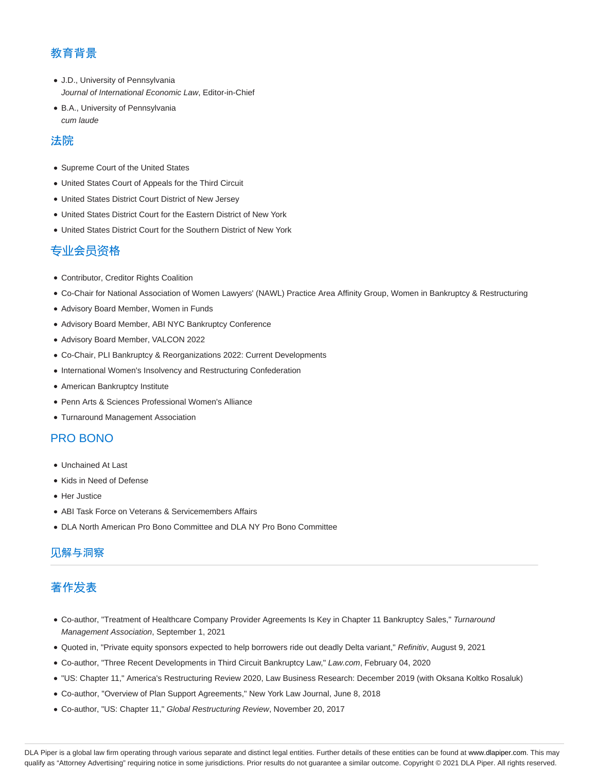## 教育背景

- J.D., University of Pennsylvania
  *Journal of International Economic Law*, Editor-in-Chief
- B.A., University of Pennsylvania
  *cum laude*

## 法院

- Supreme Court of the United States
- United States Court of Appeals for the Third Circuit
- United States District Court District of New Jersey
- United States District Court for the Eastern District of New York
- United States District Court for the Southern District of New York

## 专业会员资格

- Contributor, Creditor Rights Coalition
- Co-Chair for National Association of Women Lawyers' (NAWL) Practice Area Affinity Group, Women in Bankruptcy & Restructuring
- Advisory Board Member, Women in Funds
- Advisory Board Member, ABI NYC Bankruptcy Conference
- Advisory Board Member, VALCON 2022
- Co-Chair, PLI Bankruptcy & Reorganizations 2022: Current Developments
- International Women's Insolvency and Restructuring Confederation
- American Bankruptcy Institute
- Penn Arts & Sciences Professional Women's Alliance
- Turnaround Management Association

## PRO BONO

- Unchained At Last
- Kids in Need of Defense
- Her Justice
- ABI Task Force on Veterans & Servicemembers Affairs
- DLA North American Pro Bono Committee and DLA NY Pro Bono Committee

## 见解与洞察

## 著作发表

- Co-author, "Treatment of Healthcare Company Provider Agreements Is Key in Chapter 11 Bankruptcy Sales," *Turnaround Management Association*, September 1, 2021
- Quoted in, "Private equity sponsors expected to help borrowers ride out deadly Delta variant," *Refinitiv*, August 9, 2021
- Co-author, "Three Recent Developments in Third Circuit Bankruptcy Law," *Law.com*, February 04, 2020
- "US: Chapter 11," America's Restructuring Review 2020, Law Business Research: December 2019 (with Oksana Koltko Rosaluk)
- Co-author, "Overview of Plan Support Agreements," New York Law Journal, June 8, 2018
- Co-author, "US: Chapter 11," *Global Restructuring Review*, November 20, 2017

DLA Piper is a global law firm operating through various separate and distinct legal entities. Further details of these entities can be found at www.dlapiper.com. This may qualify as "Attorney Advertising" requiring notice in some jurisdictions. Prior results do not guarantee a similar outcome. Copyright © 2021 DLA Piper. All rights reserved.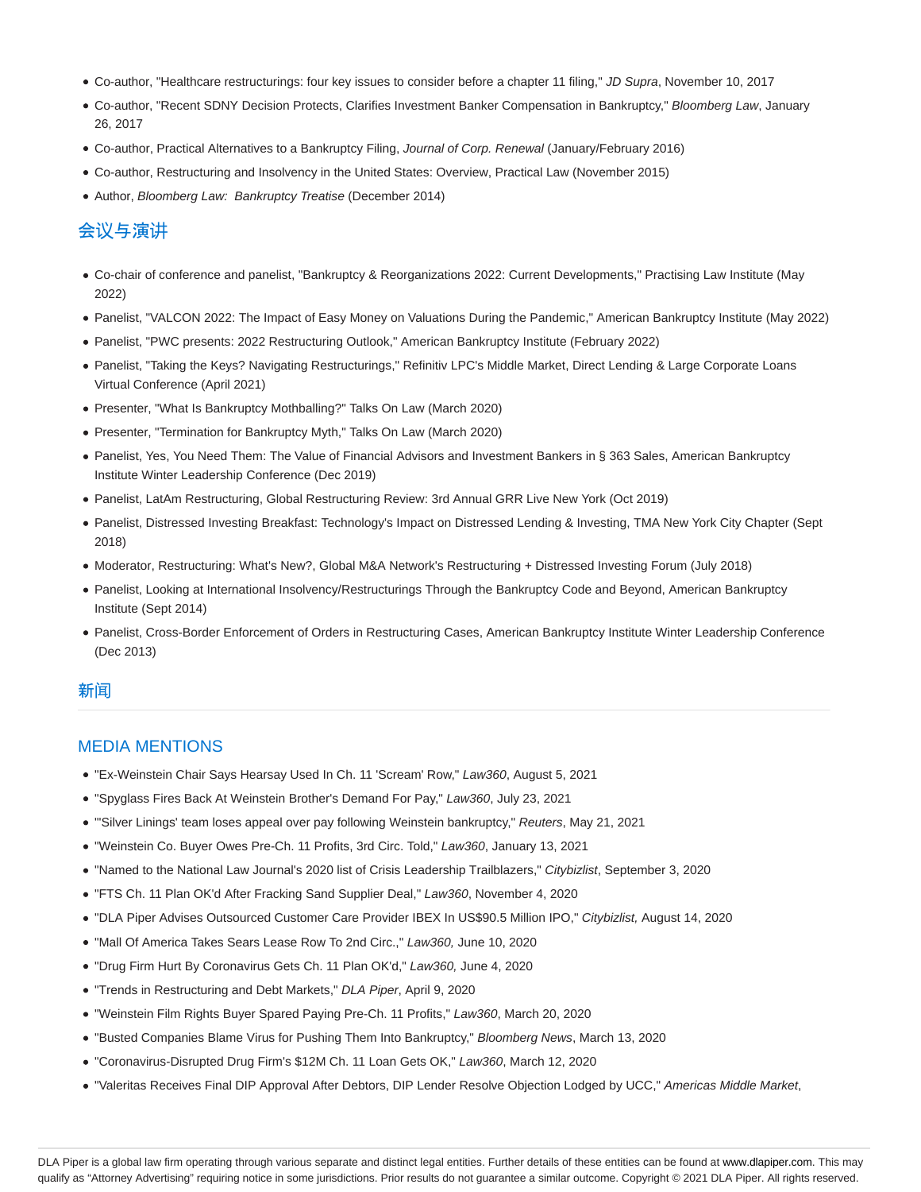- Co-author, "Healthcare restructurings: four key issues to consider before a chapter 11 filing," *JD Supra*, November 10, 2017
- Co-author, "Recent SDNY Decision Protects, Clarifies Investment Banker Compensation in Bankruptcy," *Bloomberg Law*, January 26, 2017
- Co-author, Practical Alternatives to a Bankruptcy Filing, *Journal of Corp. Renewal* (January/February 2016)
- Co-author, Restructuring and Insolvency in the United States: Overview, Practical Law (November 2015)
- Author, *Bloomberg Law: Bankruptcy Treatise* (December 2014)

## 会议与演讲

- Co-chair of conference and panelist, "Bankruptcy & Reorganizations 2022: Current Developments," Practising Law Institute (May 2022)
- Panelist, "VALCON 2022: The Impact of Easy Money on Valuations During the Pandemic," American Bankruptcy Institute (May 2022)
- Panelist, "PWC presents: 2022 Restructuring Outlook," American Bankruptcy Institute (February 2022)
- Panelist, "Taking the Keys? Navigating Restructurings," Refinitiv LPC's Middle Market, Direct Lending & Large Corporate Loans Virtual Conference (April 2021)
- Presenter, "What Is Bankruptcy Mothballing?" Talks On Law (March 2020)
- Presenter, "Termination for Bankruptcy Myth," Talks On Law (March 2020)
- Panelist, Yes, You Need Them: The Value of Financial Advisors and Investment Bankers in § 363 Sales, American Bankruptcy Institute Winter Leadership Conference (Dec 2019)
- Panelist, LatAm Restructuring, Global Restructuring Review: 3rd Annual GRR Live New York (Oct 2019)
- Panelist, Distressed Investing Breakfast: Technology's Impact on Distressed Lending & Investing, TMA New York City Chapter (Sept 2018)
- Moderator, Restructuring: What's New?, Global M&A Network's Restructuring + Distressed Investing Forum (July 2018)
- Panelist, Looking at International Insolvency/Restructurings Through the Bankruptcy Code and Beyond, American Bankruptcy Institute (Sept 2014)
- Panelist, Cross-Border Enforcement of Orders in Restructuring Cases, American Bankruptcy Institute Winter Leadership Conference (Dec 2013)

## 新闻

## MEDIA MENTIONS

- "Ex-Weinstein Chair Says Hearsay Used In Ch. 11 'Scream' Row," *Law360*, August 5, 2021
- "Spyglass Fires Back At Weinstein Brother's Demand For Pay," *Law360*, July 23, 2021
- "'Silver Linings' team loses appeal over pay following Weinstein bankruptcy," *Reuters*, May 21, 2021
- "Weinstein Co. Buyer Owes Pre-Ch. 11 Profits, 3rd Circ. Told," *Law360*, January 13, 2021
- "Named to the National Law Journal's 2020 list of Crisis Leadership Trailblazers," *Citybizlist*, September 3, 2020
- "FTS Ch. 11 Plan OK'd After Fracking Sand Supplier Deal," *Law360*, November 4, 2020
- "DLA Piper Advises Outsourced Customer Care Provider IBEX In US$90.5 Million IPO," *Citybizlist,* August 14, 2020
- "Mall Of America Takes Sears Lease Row To 2nd Circ.," *Law360,* June 10, 2020
- "Drug Firm Hurt By Coronavirus Gets Ch. 11 Plan OK'd," *Law360,* June 4, 2020
- "Trends in Restructuring and Debt Markets," *DLA Piper*, April 9, 2020
- "Weinstein Film Rights Buyer Spared Paying Pre-Ch. 11 Profits," *Law360*, March 20, 2020
- "Busted Companies Blame Virus for Pushing Them Into Bankruptcy," *Bloomberg News*, March 13, 2020
- "Coronavirus-Disrupted Drug Firm's $12M Ch. 11 Loan Gets OK," *Law360*, March 12, 2020
- "Valeritas Receives Final DIP Approval After Debtors, DIP Lender Resolve Objection Lodged by UCC," *Americas Middle Market*,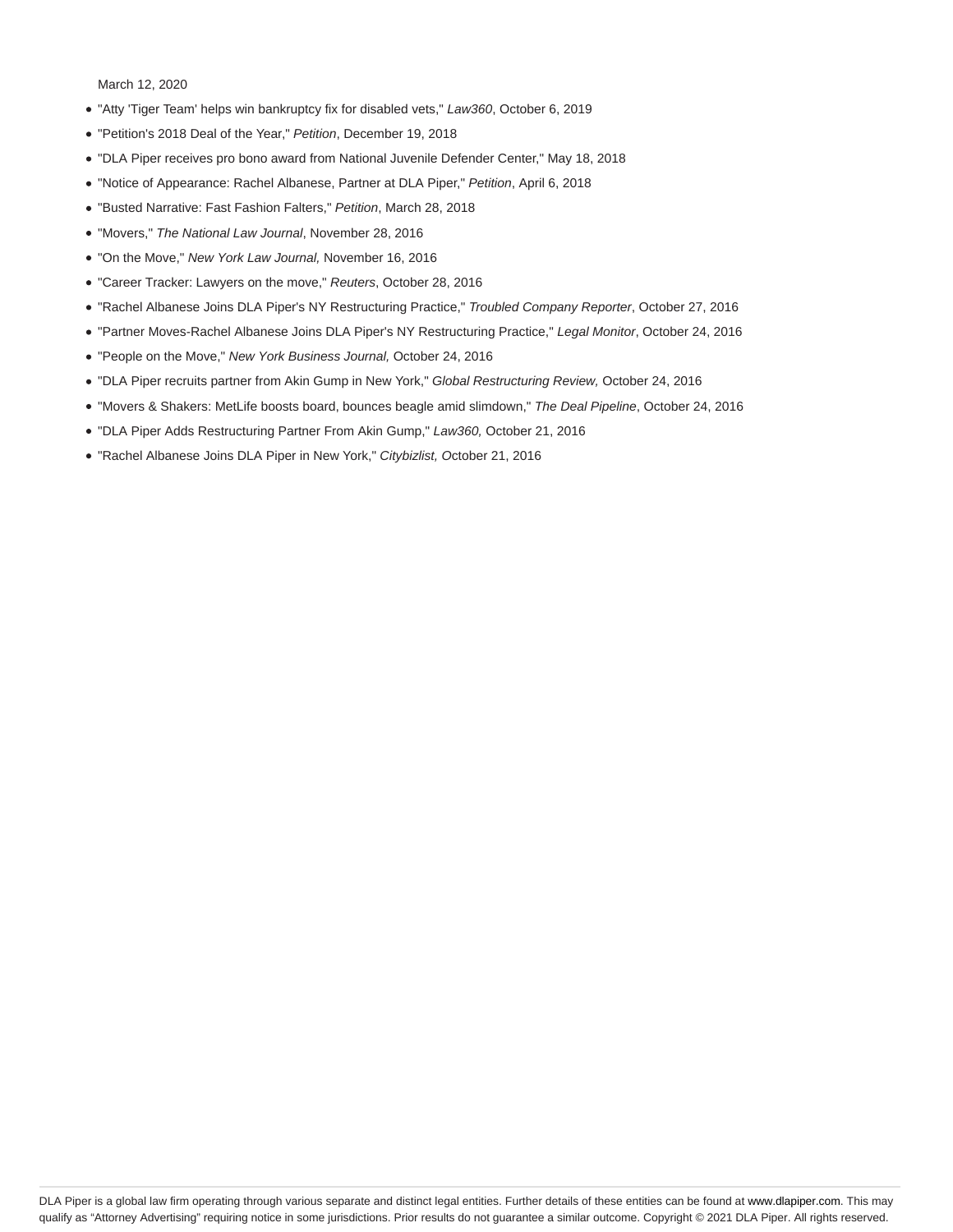March 12, 2020

- "Atty 'Tiger Team' helps win bankruptcy fix for disabled vets," *Law360*, October 6, 2019
- "Petition's 2018 Deal of the Year," *Petition*, December 19, 2018
- "DLA Piper receives pro bono award from National Juvenile Defender Center," May 18, 2018
- "Notice of Appearance: Rachel Albanese, Partner at DLA Piper," *Petition*, April 6, 2018
- "Busted Narrative: Fast Fashion Falters," *Petition*, March 28, 2018
- "Movers," *The National Law Journal*, November 28, 2016
- "On the Move," *New York Law Journal,* November 16, 2016
- "Career Tracker: Lawyers on the move," *Reuters*, October 28, 2016
- "Rachel Albanese Joins DLA Piper's NY Restructuring Practice," *Troubled Company Reporter*, October 27, 2016
- "Partner Moves-Rachel Albanese Joins DLA Piper's NY Restructuring Practice," *Legal Monitor*, October 24, 2016
- "People on the Move," *New York Business Journal,* October 24, 2016
- "DLA Piper recruits partner from Akin Gump in New York," *Global Restructuring Review,* October 24, 2016
- "Movers & Shakers: MetLife boosts board, bounces beagle amid slimdown," *The Deal Pipeline*, October 24, 2016
- "DLA Piper Adds Restructuring Partner From Akin Gump," *Law360,* October 21, 2016
- "Rachel Albanese Joins DLA Piper in New York," *Citybizlist, O*ctober 21, 2016

DLA Piper is a global law firm operating through various separate and distinct legal entities. Further details of these entities can be found at www.dlapiper.com. This may qualify as "Attorney Advertising" requiring notice in some jurisdictions. Prior results do not guarantee a similar outcome. Copyright © 2021 DLA Piper. All rights reserved.